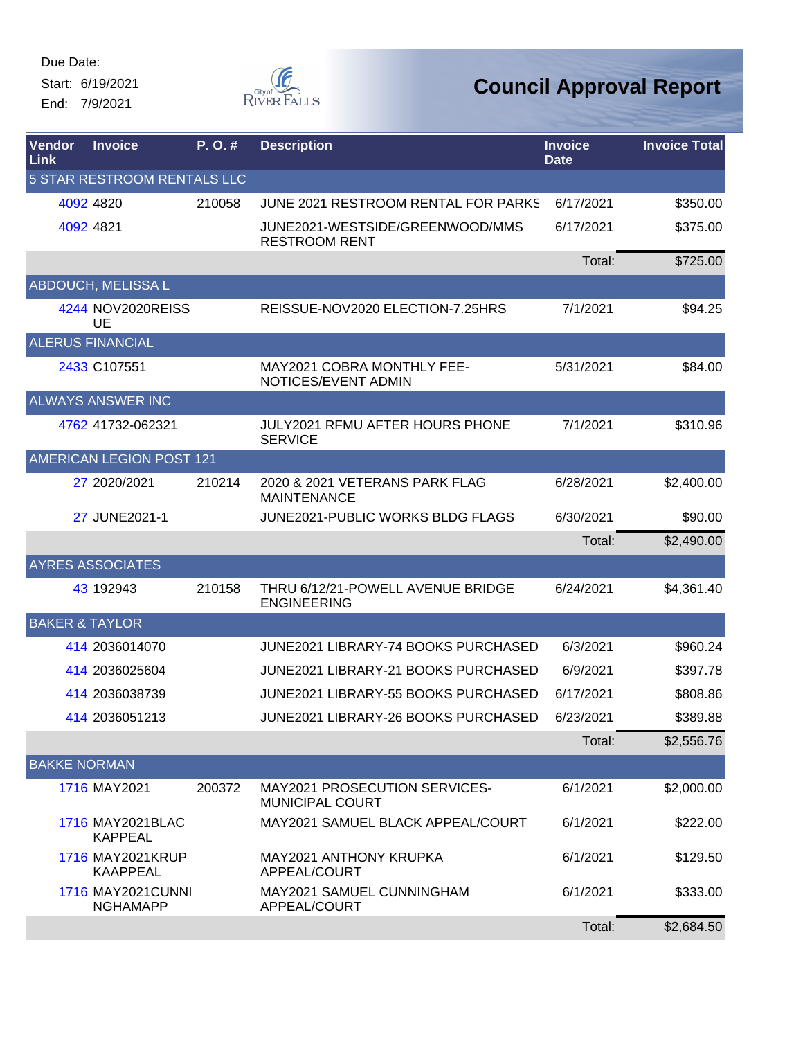Due Date:
Start: 6/19/2021
End: 7/9/2021

# Council Approval Report

| Vendor Link | Invoice | P. O. # | Description | Invoice Date | Invoice Total |
|---|---|---|---|---|---|
| **5 STAR RESTROOM RENTALS LLC** | | | | | |
| 4092 | 4820 | 210058 | JUNE 2021 RESTROOM RENTAL FOR PARKS | 6/17/2021 | $350.00 |
| 4092 | 4821 | | JUNE2021-WESTSIDE/GREENWOOD/MMS RESTROOM RENT | 6/17/2021 | $375.00 |
| | | | | Total: | $725.00 |
| **ABDOUCH, MELISSA L** | | | | | |
| 4244 | NOV2020REISSUE | | REISSUE-NOV2020 ELECTION-7.25HRS | 7/1/2021 | $94.25 |
| **ALERUS FINANCIAL** | | | | | |
| 2433 | C107551 | | MAY2021 COBRA MONTHLY FEE-NOTICES/EVENT ADMIN | 5/31/2021 | $84.00 |
| **ALWAYS ANSWER INC** | | | | | |
| 4762 | 41732-062321 | | JULY2021 RFMU AFTER HOURS PHONE SERVICE | 7/1/2021 | $310.96 |
| **AMERICAN LEGION POST 121** | | | | | |
| 27 | 2020/2021 | 210214 | 2020 & 2021 VETERANS PARK FLAG MAINTENANCE | 6/28/2021 | $2,400.00 |
| 27 | JUNE2021-1 | | JUNE2021-PUBLIC WORKS BLDG FLAGS | 6/30/2021 | $90.00 |
| | | | | Total: | $2,490.00 |
| **AYRES ASSOCIATES** | | | | | |
| 43 | 192943 | 210158 | THRU 6/12/21-POWELL AVENUE BRIDGE ENGINEERING | 6/24/2021 | $4,361.40 |
| **BAKER & TAYLOR** | | | | | |
| 414 | 2036014070 | | JUNE2021 LIBRARY-74 BOOKS PURCHASED | 6/3/2021 | $960.24 |
| 414 | 2036025604 | | JUNE2021 LIBRARY-21 BOOKS PURCHASED | 6/9/2021 | $397.78 |
| 414 | 2036038739 | | JUNE2021 LIBRARY-55 BOOKS PURCHASED | 6/17/2021 | $808.86 |
| 414 | 2036051213 | | JUNE2021 LIBRARY-26 BOOKS PURCHASED | 6/23/2021 | $389.88 |
| | | | | Total: | $2,556.76 |
| **BAKKE NORMAN** | | | | | |
| 1716 | MAY2021 | 200372 | MAY2021 PROSECUTION SERVICES-MUNICIPAL COURT | 6/1/2021 | $2,000.00 |
| 1716 | MAY2021BLACKAPPEAL | | MAY2021 SAMUEL BLACK APPEAL/COURT | 6/1/2021 | $222.00 |
| 1716 | MAY2021KRUPKAAPPEAL | | MAY2021 ANTHONY KRUPKA APPEAL/COURT | 6/1/2021 | $129.50 |
| 1716 | MAY2021CUNNINGHAMAPP | | MAY2021 SAMUEL CUNNINGHAM APPEAL/COURT | 6/1/2021 | $333.00 |
| | | | | Total: | $2,684.50 |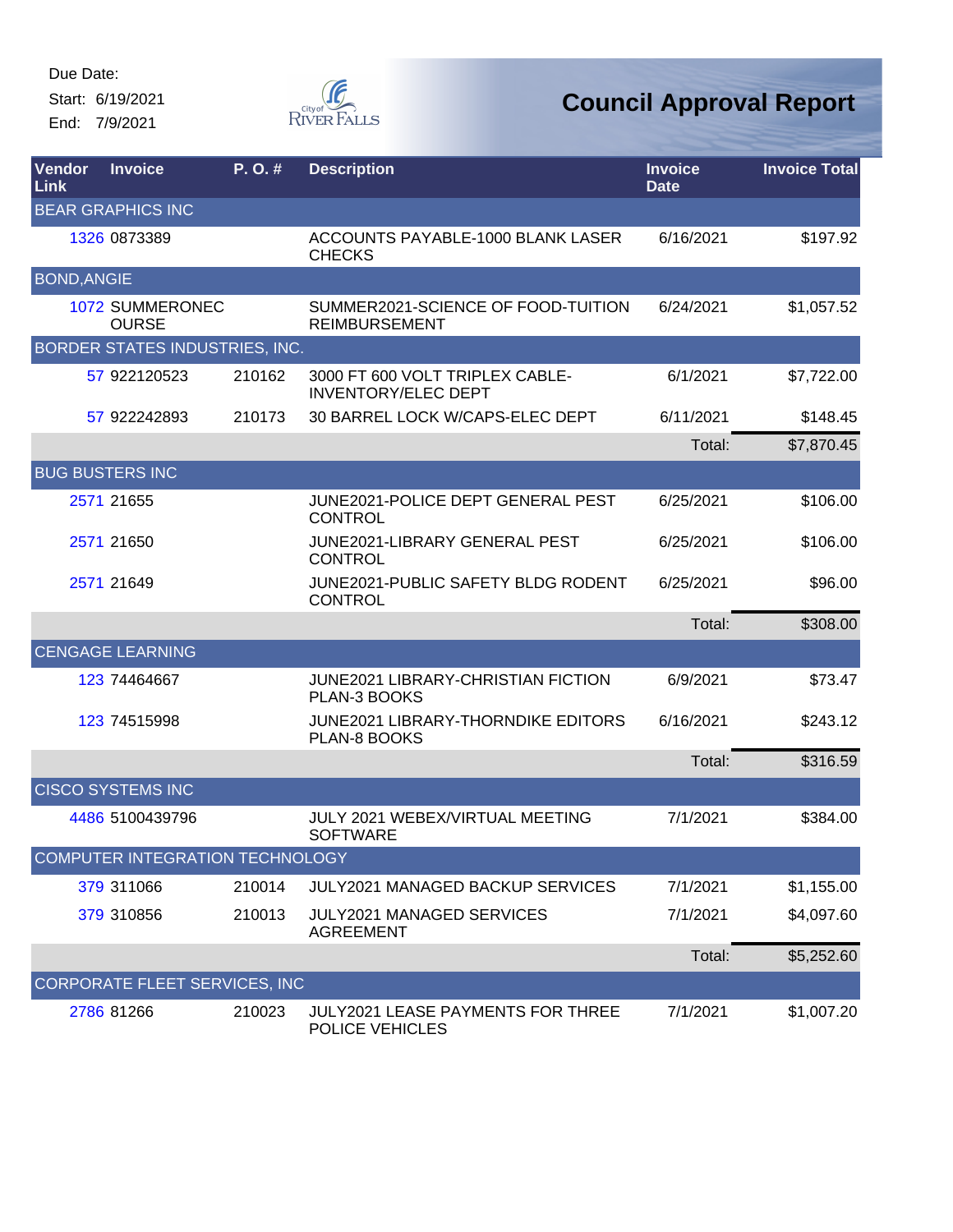Due Date:
Start: 6/19/2021
End: 7/9/2021

# Council Approval Report

| Vendor Link | Invoice | P. O. # | Description | Invoice Date | Invoice Total |
|---|---|---|---|---|---|
| BEAR GRAPHICS INC | | | | | |
| 1326 | 0873389 | | ACCOUNTS PAYABLE-1000 BLANK LASER CHECKS | 6/16/2021 | $197.92 |
| BOND,ANGIE | | | | | |
| 1072 | SUMMERONECOURSE | | SUMMER2021-SCIENCE OF FOOD-TUITION REIMBURSEMENT | 6/24/2021 | $1,057.52 |
| BORDER STATES INDUSTRIES, INC. | | | | | |
| 57 | 922120523 | 210162 | 3000 FT 600 VOLT TRIPLEX CABLE-INVENTORY/ELEC DEPT | 6/1/2021 | $7,722.00 |
| 57 | 922242893 | 210173 | 30 BARREL LOCK W/CAPS-ELEC DEPT | 6/11/2021 | $148.45 |
| | | | | Total: | $7,870.45 |
| BUG BUSTERS INC | | | | | |
| 2571 | 21655 | | JUNE2021-POLICE DEPT GENERAL PEST CONTROL | 6/25/2021 | $106.00 |
| 2571 | 21650 | | JUNE2021-LIBRARY GENERAL PEST CONTROL | 6/25/2021 | $106.00 |
| 2571 | 21649 | | JUNE2021-PUBLIC SAFETY BLDG RODENT CONTROL | 6/25/2021 | $96.00 |
| | | | | Total: | $308.00 |
| CENGAGE LEARNING | | | | | |
| 123 | 74464667 | | JUNE2021 LIBRARY-CHRISTIAN FICTION PLAN-3 BOOKS | 6/9/2021 | $73.47 |
| 123 | 74515998 | | JUNE2021 LIBRARY-THORNDIKE EDITORS PLAN-8 BOOKS | 6/16/2021 | $243.12 |
| | | | | Total: | $316.59 |
| CISCO SYSTEMS INC | | | | | |
| 4486 | 5100439796 | | JULY 2021 WEBEX/VIRTUAL MEETING SOFTWARE | 7/1/2021 | $384.00 |
| COMPUTER INTEGRATION TECHNOLOGY | | | | | |
| 379 | 311066 | 210014 | JULY2021 MANAGED BACKUP SERVICES | 7/1/2021 | $1,155.00 |
| 379 | 310856 | 210013 | JULY2021 MANAGED SERVICES AGREEMENT | 7/1/2021 | $4,097.60 |
| | | | | Total: | $5,252.60 |
| CORPORATE FLEET SERVICES, INC | | | | | |
| 2786 | 81266 | 210023 | JULY2021 LEASE PAYMENTS FOR THREE POLICE VEHICLES | 7/1/2021 | $1,007.20 |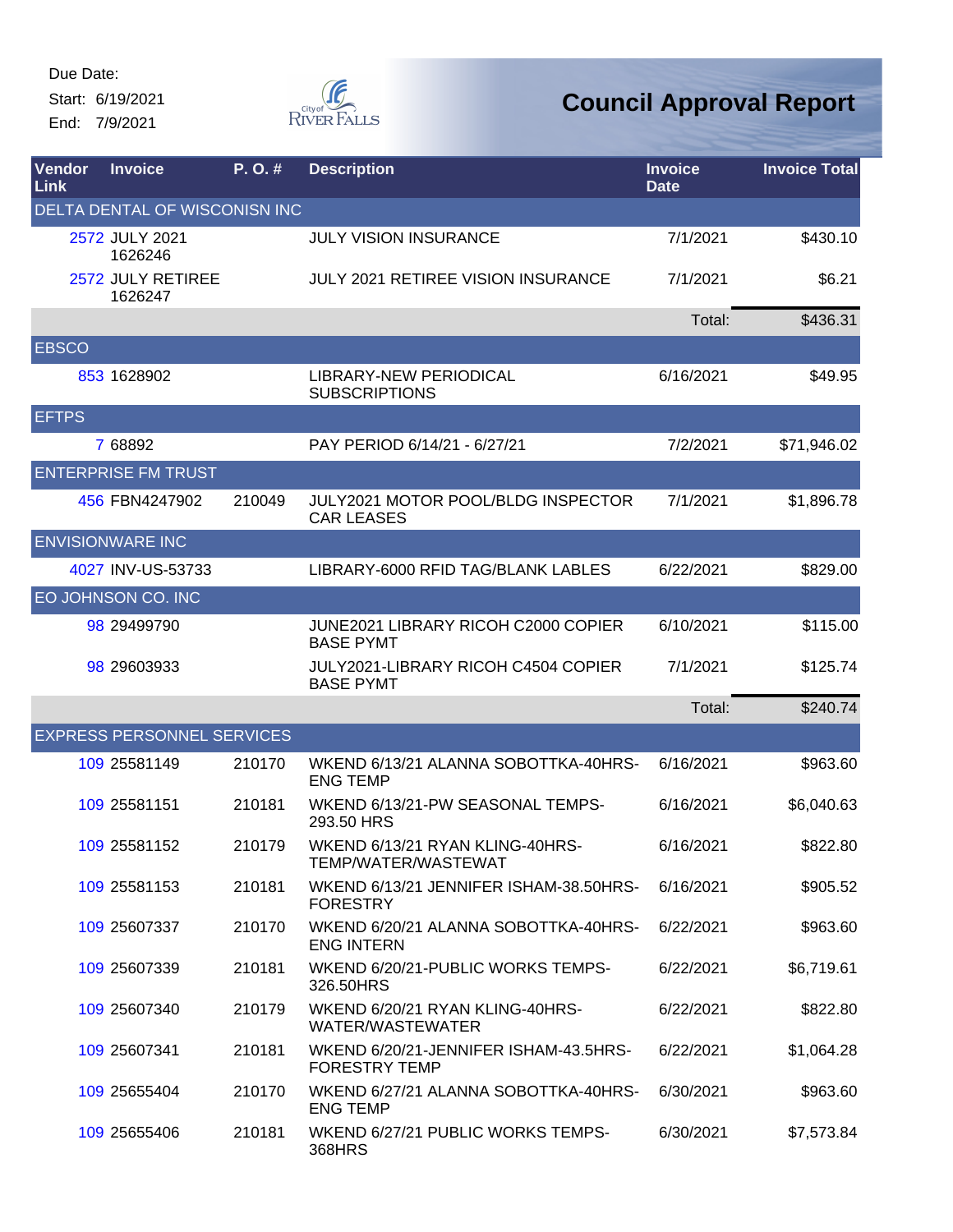Due Date:

Start: 6/19/2021

End: 7/9/2021

# Council Approval Report

| Vendor Link | Invoice | P. O. # | Description | Invoice Date | Invoice Total |
|---|---|---|---|---|---|
| DELTA DENTAL OF WISCONISN INC | | | | | |
| 2572 | JULY 2021 1626246 | | JULY VISION INSURANCE | 7/1/2021 | $430.10 |
| 2572 | JULY RETIREE 1626247 | | JULY 2021 RETIREE VISION INSURANCE | 7/1/2021 | $6.21 |
| | | | | Total: | $436.31 |
| EBSCO | | | | | |
| 853 | 1628902 | | LIBRARY-NEW PERIODICAL SUBSCRIPTIONS | 6/16/2021 | $49.95 |
| EFTPS | | | | | |
| 7 | 68892 | | PAY PERIOD 6/14/21 - 6/27/21 | 7/2/2021 | $71,946.02 |
| ENTERPRISE FM TRUST | | | | | |
| 456 | FBN4247902 | 210049 | JULY2021 MOTOR POOL/BLDG INSPECTOR CAR LEASES | 7/1/2021 | $1,896.78 |
| ENVISIONWARE INC | | | | | |
| 4027 | INV-US-53733 | | LIBRARY-6000 RFID TAG/BLANK LABLES | 6/22/2021 | $829.00 |
| EO JOHNSON CO. INC | | | | | |
| 98 | 29499790 | | JUNE2021 LIBRARY RICOH C2000 COPIER BASE PYMT | 6/10/2021 | $115.00 |
| 98 | 29603933 | | JULY2021-LIBRARY RICOH C4504 COPIER BASE PYMT | 7/1/2021 | $125.74 |
| | | | | Total: | $240.74 |
| EXPRESS PERSONNEL SERVICES | | | | | |
| 109 | 25581149 | 210170 | WKEND 6/13/21 ALANNA SOBOTTKA-40HRS-ENG TEMP | 6/16/2021 | $963.60 |
| 109 | 25581151 | 210181 | WKEND 6/13/21-PW SEASONAL TEMPS-293.50 HRS | 6/16/2021 | $6,040.63 |
| 109 | 25581152 | 210179 | WKEND 6/13/21 RYAN KLING-40HRS-TEMP/WATER/WASTEWAT | 6/16/2021 | $822.80 |
| 109 | 25581153 | 210181 | WKEND 6/13/21 JENNIFER ISHAM-38.50HRS-FORESTRY | 6/16/2021 | $905.52 |
| 109 | 25607337 | 210170 | WKEND 6/20/21 ALANNA SOBOTTKA-40HRS-ENG INTERN | 6/22/2021 | $963.60 |
| 109 | 25607339 | 210181 | WKEND 6/20/21-PUBLIC WORKS TEMPS-326.50HRS | 6/22/2021 | $6,719.61 |
| 109 | 25607340 | 210179 | WKEND 6/20/21 RYAN KLING-40HRS-WATER/WASTEWATER | 6/22/2021 | $822.80 |
| 109 | 25607341 | 210181 | WKEND 6/20/21-JENNIFER ISHAM-43.5HRS-FORESTRY TEMP | 6/22/2021 | $1,064.28 |
| 109 | 25655404 | 210170 | WKEND 6/27/21 ALANNA SOBOTTKA-40HRS-ENG TEMP | 6/30/2021 | $963.60 |
| 109 | 25655406 | 210181 | WKEND 6/27/21 PUBLIC WORKS TEMPS-368HRS | 6/30/2021 | $7,573.84 |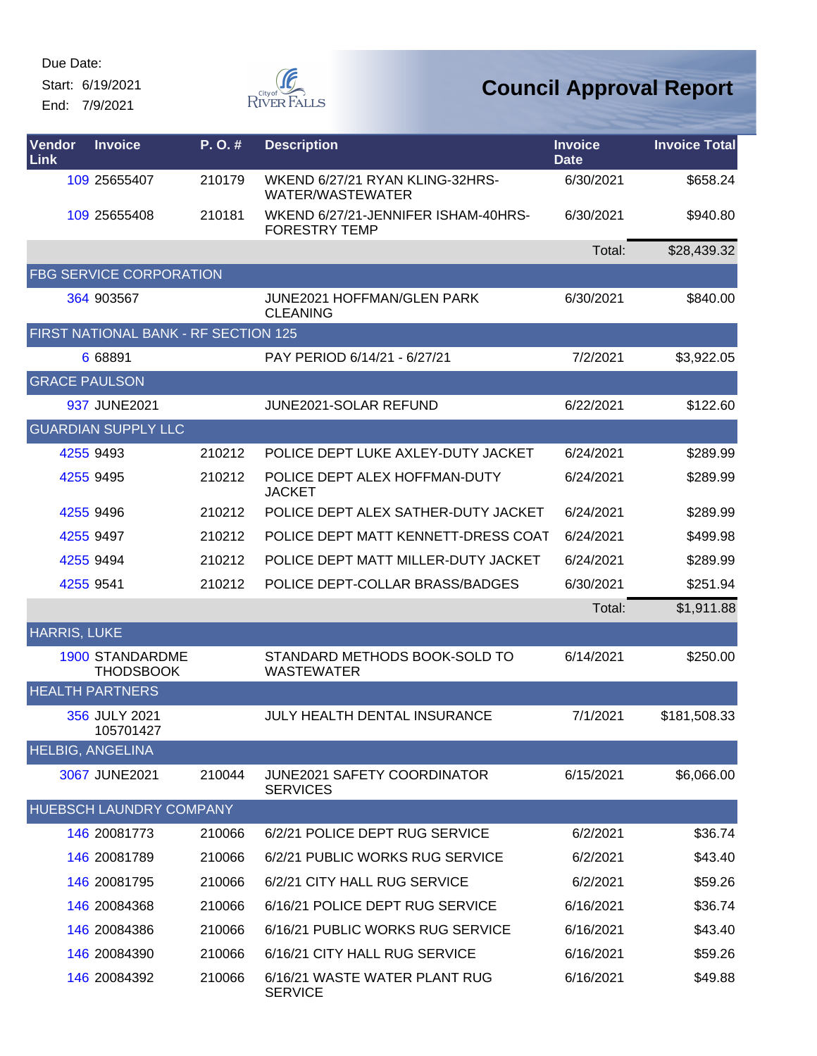Due Date:
Start: 6/19/2021
End: 7/9/2021

City of River Falls

# Council Approval Report

| Vendor Link | Invoice | P. O. # | Description | Invoice Date | Invoice Total |
|---|---|---|---|---|---|
| 109 | 25655407 | 210179 | WKEND 6/27/21 RYAN KLING-32HRS-WATER/WASTEWATER | 6/30/2021 | $658.24 |
| 109 | 25655408 | 210181 | WKEND 6/27/21-JENNIFER ISHAM-40HRS-FORESTRY TEMP | 6/30/2021 | $940.80 |
| | | | | Total: | $28,439.32 |
| FBG SERVICE CORPORATION | | | | | |
| 364 | 903567 | | JUNE2021 HOFFMAN/GLEN PARK CLEANING | 6/30/2021 | $840.00 |
| FIRST NATIONAL BANK - RF SECTION 125 | | | | | |
| 6 | 68891 | | PAY PERIOD 6/14/21 - 6/27/21 | 7/2/2021 | $3,922.05 |
| GRACE PAULSON | | | | | |
| 937 | JUNE2021 | | JUNE2021-SOLAR REFUND | 6/22/2021 | $122.60 |
| GUARDIAN SUPPLY LLC | | | | | |
| 4255 | 9493 | 210212 | POLICE DEPT LUKE AXLEY-DUTY JACKET | 6/24/2021 | $289.99 |
| 4255 | 9495 | 210212 | POLICE DEPT ALEX HOFFMAN-DUTY JACKET | 6/24/2021 | $289.99 |
| 4255 | 9496 | 210212 | POLICE DEPT ALEX SATHER-DUTY JACKET | 6/24/2021 | $289.99 |
| 4255 | 9497 | 210212 | POLICE DEPT MATT KENNETT-DRESS COAT | 6/24/2021 | $499.98 |
| 4255 | 9494 | 210212 | POLICE DEPT MATT MILLER-DUTY JACKET | 6/24/2021 | $289.99 |
| 4255 | 9541 | 210212 | POLICE DEPT-COLLAR BRASS/BADGES | 6/30/2021 | $251.94 |
| | | | | Total: | $1,911.88 |
| HARRIS, LUKE | | | | | |
| 1900 | STANDARDMETHODSBOOK | | STANDARD METHODS BOOK-SOLD TO WASTEWATER | 6/14/2021 | $250.00 |
| HEALTH PARTNERS | | | | | |
| 356 | JULY 2021 105701427 | | JULY HEALTH DENTAL INSURANCE | 7/1/2021 | $181,508.33 |
| HELBIG, ANGELINA | | | | | |
| 3067 | JUNE2021 | 210044 | JUNE2021 SAFETY COORDINATOR SERVICES | 6/15/2021 | $6,066.00 |
| HUEBSCH LAUNDRY COMPANY | | | | | |
| 146 | 20081773 | 210066 | 6/2/21 POLICE DEPT RUG SERVICE | 6/2/2021 | $36.74 |
| 146 | 20081789 | 210066 | 6/2/21 PUBLIC WORKS RUG SERVICE | 6/2/2021 | $43.40 |
| 146 | 20081795 | 210066 | 6/2/21 CITY HALL RUG SERVICE | 6/2/2021 | $59.26 |
| 146 | 20084368 | 210066 | 6/16/21 POLICE DEPT RUG SERVICE | 6/16/2021 | $36.74 |
| 146 | 20084386 | 210066 | 6/16/21 PUBLIC WORKS RUG SERVICE | 6/16/2021 | $43.40 |
| 146 | 20084390 | 210066 | 6/16/21 CITY HALL RUG SERVICE | 6/16/2021 | $59.26 |
| 146 | 20084392 | 210066 | 6/16/21 WASTE WATER PLANT RUG SERVICE | 6/16/2021 | $49.88 |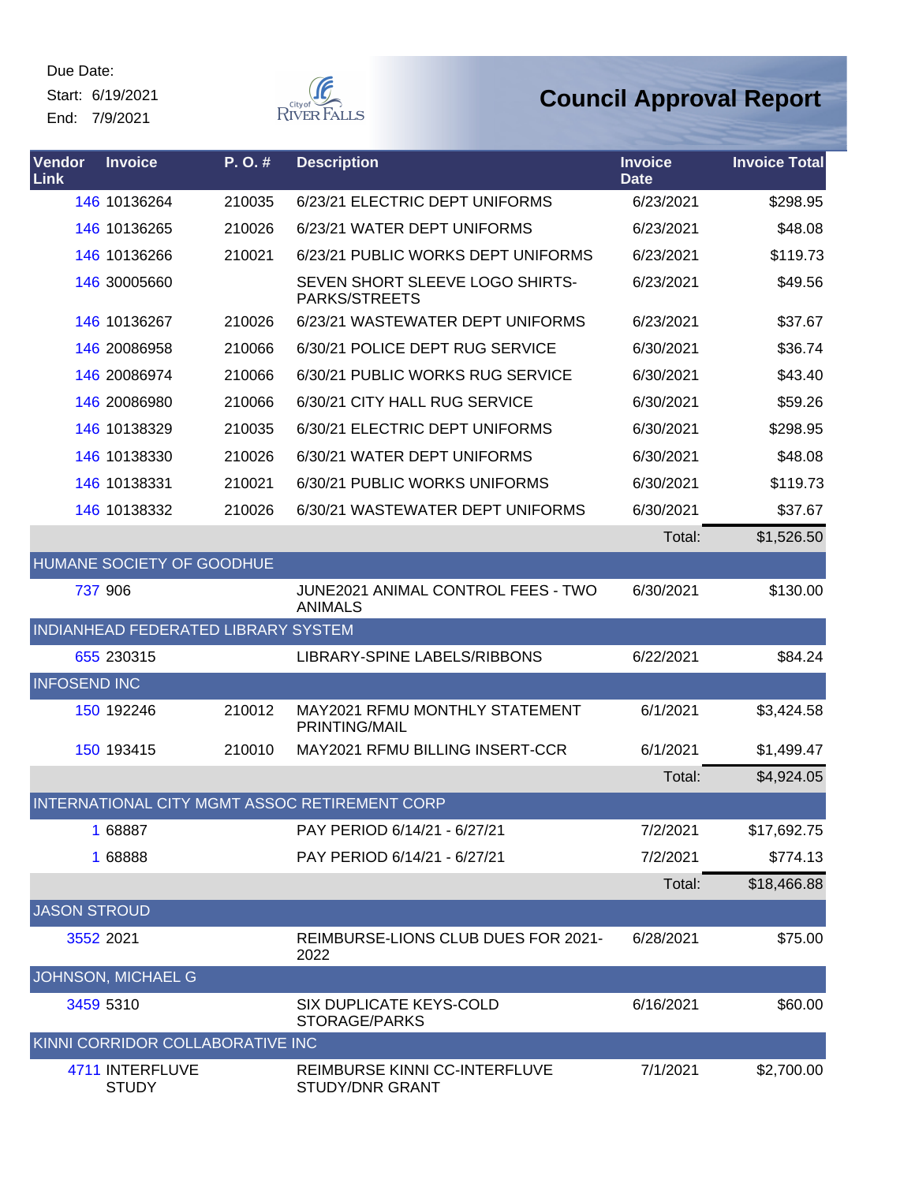Due Date:
Start: 6/19/2021
End: 7/9/2021

# Council Approval Report

| Vendor Link | Invoice | P. O. # | Description | Invoice Date | Invoice Total |
|---|---|---|---|---|---|
| 146 | 10136264 | 210035 | 6/23/21 ELECTRIC DEPT UNIFORMS | 6/23/2021 | $298.95 |
| 146 | 10136265 | 210026 | 6/23/21 WATER DEPT UNIFORMS | 6/23/2021 | $48.08 |
| 146 | 10136266 | 210021 | 6/23/21 PUBLIC WORKS DEPT UNIFORMS | 6/23/2021 | $119.73 |
| 146 | 30005660 | | SEVEN SHORT SLEEVE LOGO SHIRTS-PARKS/STREETS | 6/23/2021 | $49.56 |
| 146 | 10136267 | 210026 | 6/23/21 WASTEWATER DEPT UNIFORMS | 6/23/2021 | $37.67 |
| 146 | 20086958 | 210066 | 6/30/21 POLICE DEPT RUG SERVICE | 6/30/2021 | $36.74 |
| 146 | 20086974 | 210066 | 6/30/21 PUBLIC WORKS RUG SERVICE | 6/30/2021 | $43.40 |
| 146 | 20086980 | 210066 | 6/30/21 CITY HALL RUG SERVICE | 6/30/2021 | $59.26 |
| 146 | 10138329 | 210035 | 6/30/21 ELECTRIC DEPT UNIFORMS | 6/30/2021 | $298.95 |
| 146 | 10138330 | 210026 | 6/30/21 WATER DEPT UNIFORMS | 6/30/2021 | $48.08 |
| 146 | 10138331 | 210021 | 6/30/21 PUBLIC WORKS UNIFORMS | 6/30/2021 | $119.73 |
| 146 | 10138332 | 210026 | 6/30/21 WASTEWATER DEPT UNIFORMS | 6/30/2021 | $37.67 |
| | | | | Total: | $1,526.50 |
| HUMANE SOCIETY OF GOODHUE | | | | | |
| 737 | 906 | | JUNE2021 ANIMAL CONTROL FEES - TWO ANIMALS | 6/30/2021 | $130.00 |
| INDIANHEAD FEDERATED LIBRARY SYSTEM | | | | | |
| 655 | 230315 | | LIBRARY-SPINE LABELS/RIBBONS | 6/22/2021 | $84.24 |
| INFOSEND INC | | | | | |
| 150 | 192246 | 210012 | MAY2021 RFMU MONTHLY STATEMENT PRINTING/MAIL | 6/1/2021 | $3,424.58 |
| 150 | 193415 | 210010 | MAY2021 RFMU BILLING INSERT-CCR | 6/1/2021 | $1,499.47 |
| | | | | Total: | $4,924.05 |
| INTERNATIONAL CITY MGMT ASSOC RETIREMENT CORP | | | | | |
| 1 | 68887 | | PAY PERIOD 6/14/21 - 6/27/21 | 7/2/2021 | $17,692.75 |
| 1 | 68888 | | PAY PERIOD 6/14/21 - 6/27/21 | 7/2/2021 | $774.13 |
| | | | | Total: | $18,466.88 |
| JASON STROUD | | | | | |
| 3552 | 2021 | | REIMBURSE-LIONS CLUB DUES FOR 2021-2022 | 6/28/2021 | $75.00 |
| JOHNSON, MICHAEL G | | | | | |
| 3459 | 5310 | | SIX DUPLICATE KEYS-COLD STORAGE/PARKS | 6/16/2021 | $60.00 |
| KINNI CORRIDOR COLLABORATIVE INC | | | | | |
| 4711 | INTERFLUVE STUDY | | REIMBURSE KINNI CC-INTERFLUVE STUDY/DNR GRANT | 7/1/2021 | $2,700.00 |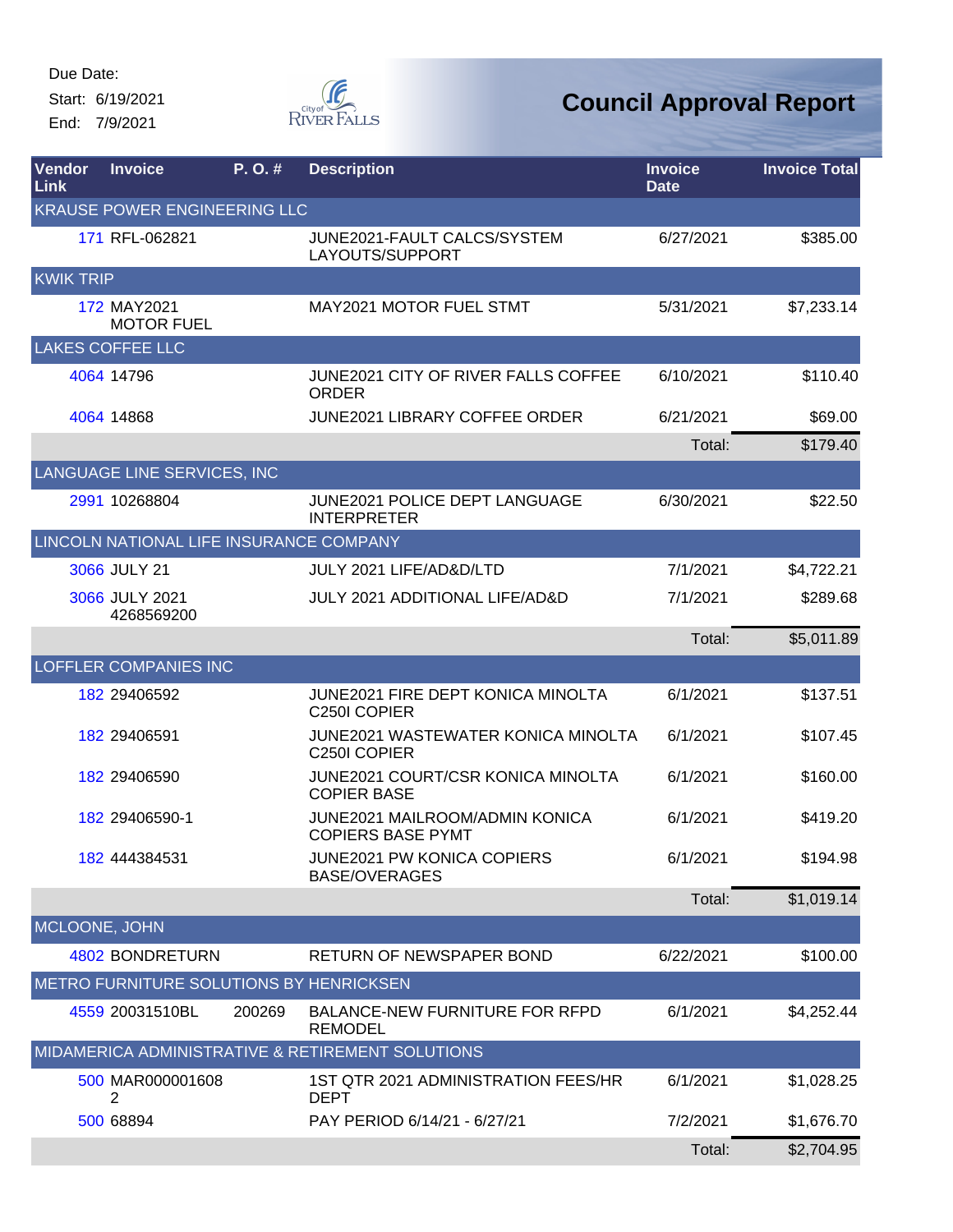Due Date:

Start: 6/19/2021

End: 7/9/2021

# Council Approval Report

| Vendor Link | Invoice | P. O. # | Description | Invoice Date | Invoice Total |
|---|---|---|---|---|---|
| KRAUSE POWER ENGINEERING LLC | | | | | |
| 171 | RFL-062821 | | JUNE2021-FAULT CALCS/SYSTEM LAYOUTS/SUPPORT | 6/27/2021 | $385.00 |
| KWIK TRIP | | | | | |
| 172 | MAY2021 MOTOR FUEL | | MAY2021 MOTOR FUEL STMT | 5/31/2021 | $7,233.14 |
| LAKES COFFEE LLC | | | | | |
| 4064 | 14796 | | JUNE2021 CITY OF RIVER FALLS COFFEE ORDER | 6/10/2021 | $110.40 |
| 4064 | 14868 | | JUNE2021 LIBRARY COFFEE ORDER | 6/21/2021 | $69.00 |
| | | | | Total: | $179.40 |
| LANGUAGE LINE SERVICES, INC | | | | | |
| 2991 | 10268804 | | JUNE2021 POLICE DEPT LANGUAGE INTERPRETER | 6/30/2021 | $22.50 |
| LINCOLN NATIONAL LIFE INSURANCE COMPANY | | | | | |
| 3066 | JULY 21 | | JULY 2021 LIFE/AD&D/LTD | 7/1/2021 | $4,722.21 |
| 3066 | JULY 2021 4268569200 | | JULY 2021 ADDITIONAL LIFE/AD&D | 7/1/2021 | $289.68 |
| | | | | Total: | $5,011.89 |
| LOFFLER COMPANIES INC | | | | | |
| 182 | 29406592 | | JUNE2021 FIRE DEPT KONICA MINOLTA C250I COPIER | 6/1/2021 | $137.51 |
| 182 | 29406591 | | JUNE2021 WASTEWATER KONICA MINOLTA C250I COPIER | 6/1/2021 | $107.45 |
| 182 | 29406590 | | JUNE2021 COURT/CSR KONICA MINOLTA COPIER BASE | 6/1/2021 | $160.00 |
| 182 | 29406590-1 | | JUNE2021 MAILROOM/ADMIN KONICA COPIERS BASE PYMT | 6/1/2021 | $419.20 |
| 182 | 444384531 | | JUNE2021 PW KONICA COPIERS BASE/OVERAGES | 6/1/2021 | $194.98 |
| | | | | Total: | $1,019.14 |
| MCLOONE, JOHN | | | | | |
| 4802 | BONDRETURN | | RETURN OF NEWSPAPER BOND | 6/22/2021 | $100.00 |
| METRO FURNITURE SOLUTIONS BY HENRICKSEN | | | | | |
| 4559 | 20031510BL | 200269 | BALANCE-NEW FURNITURE FOR RFPD REMODEL | 6/1/2021 | $4,252.44 |
| MIDAMERICA ADMINISTRATIVE & RETIREMENT SOLUTIONS | | | | | |
| 500 | MAR0000016082 | | 1ST QTR 2021 ADMINISTRATION FEES/HR DEPT | 6/1/2021 | $1,028.25 |
| 500 | 68894 | | PAY PERIOD 6/14/21 - 6/27/21 | 7/2/2021 | $1,676.70 |
| | | | | Total: | $2,704.95 |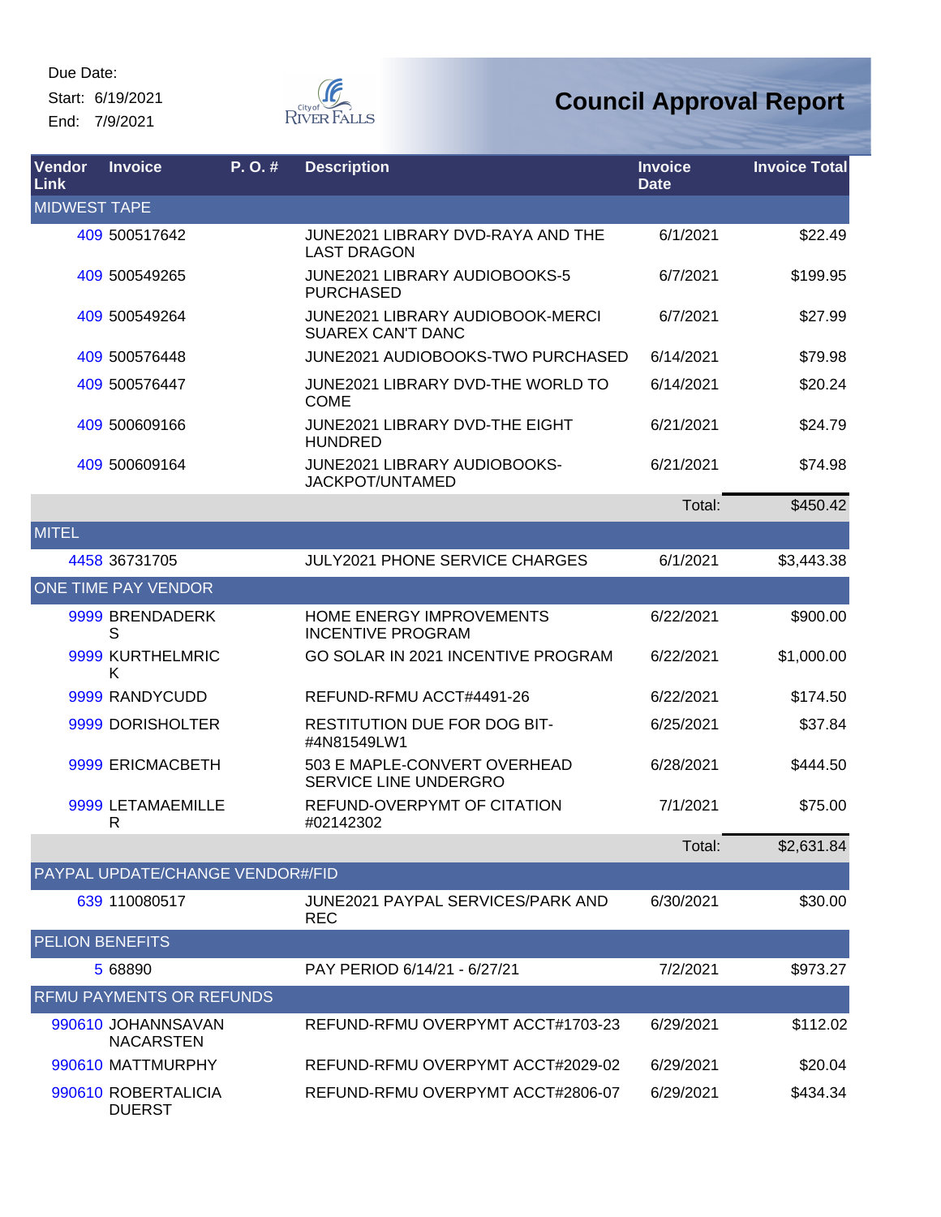Due Date:

Start: 6/19/2021

End: 7/9/2021

# Council Approval Report

| Vendor Link | Invoice | P. O. # | Description | Invoice Date | Invoice Total |
|---|---|---|---|---|---|
| MIDWEST TAPE | | | | | |
| 409 | 500517642 | | JUNE2021 LIBRARY DVD-RAYA AND THE LAST DRAGON | 6/1/2021 | $22.49 |
| 409 | 500549265 | | JUNE2021 LIBRARY AUDIOBOOKS-5 PURCHASED | 6/7/2021 | $199.95 |
| 409 | 500549264 | | JUNE2021 LIBRARY AUDIOBOOK-MERCI SUAREX CAN'T DANC | 6/7/2021 | $27.99 |
| 409 | 500576448 | | JUNE2021 AUDIOBOOKS-TWO PURCHASED | 6/14/2021 | $79.98 |
| 409 | 500576447 | | JUNE2021 LIBRARY DVD-THE WORLD TO COME | 6/14/2021 | $20.24 |
| 409 | 500609166 | | JUNE2021 LIBRARY DVD-THE EIGHT HUNDRED | 6/21/2021 | $24.79 |
| 409 | 500609164 | | JUNE2021 LIBRARY AUDIOBOOKS-JACKPOT/UNTAMED | 6/21/2021 | $74.98 |
| | | | | Total: | $450.42 |
| MITEL | | | | | |
| 4458 | 36731705 | | JULY2021 PHONE SERVICE CHARGES | 6/1/2021 | $3,443.38 |
| ONE TIME PAY VENDOR | | | | | |
| 9999 | BRENDADERKS | | HOME ENERGY IMPROVEMENTS INCENTIVE PROGRAM | 6/22/2021 | $900.00 |
| 9999 | KURTHELMRICK | | GO SOLAR IN 2021 INCENTIVE PROGRAM | 6/22/2021 | $1,000.00 |
| 9999 | RANDYCUDD | | REFUND-RFMU ACCT#4491-26 | 6/22/2021 | $174.50 |
| 9999 | DORISHOLTER | | RESTITUTION DUE FOR DOG BIT-#4N81549LW1 | 6/25/2021 | $37.84 |
| 9999 | ERICMACBETH | | 503 E MAPLE-CONVERT OVERHEAD SERVICE LINE UNDERGRO | 6/28/2021 | $444.50 |
| 9999 | LETAMAEMILLER | | REFUND-OVERPYMT OF CITATION #02142302 | 7/1/2021 | $75.00 |
| | | | | Total: | $2,631.84 |
| PAYPAL UPDATE/CHANGE VENDOR#/FID | | | | | |
| 639 | 110080517 | | JUNE2021 PAYPAL SERVICES/PARK AND REC | 6/30/2021 | $30.00 |
| PELION BENEFITS | | | | | |
| 5 | 68890 | | PAY PERIOD 6/14/21 - 6/27/21 | 7/2/2021 | $973.27 |
| RFMU PAYMENTS OR REFUNDS | | | | | |
| 990610 | JOHANNSAVANNACARSTEN | | REFUND-RFMU OVERPYMT ACCT#1703-23 | 6/29/2021 | $112.02 |
| 990610 | MATTMURPHY | | REFUND-RFMU OVERPYMT ACCT#2029-02 | 6/29/2021 | $20.04 |
| 990610 | ROBERTALICIADUERST | | REFUND-RFMU OVERPYMT ACCT#2806-07 | 6/29/2021 | $434.34 |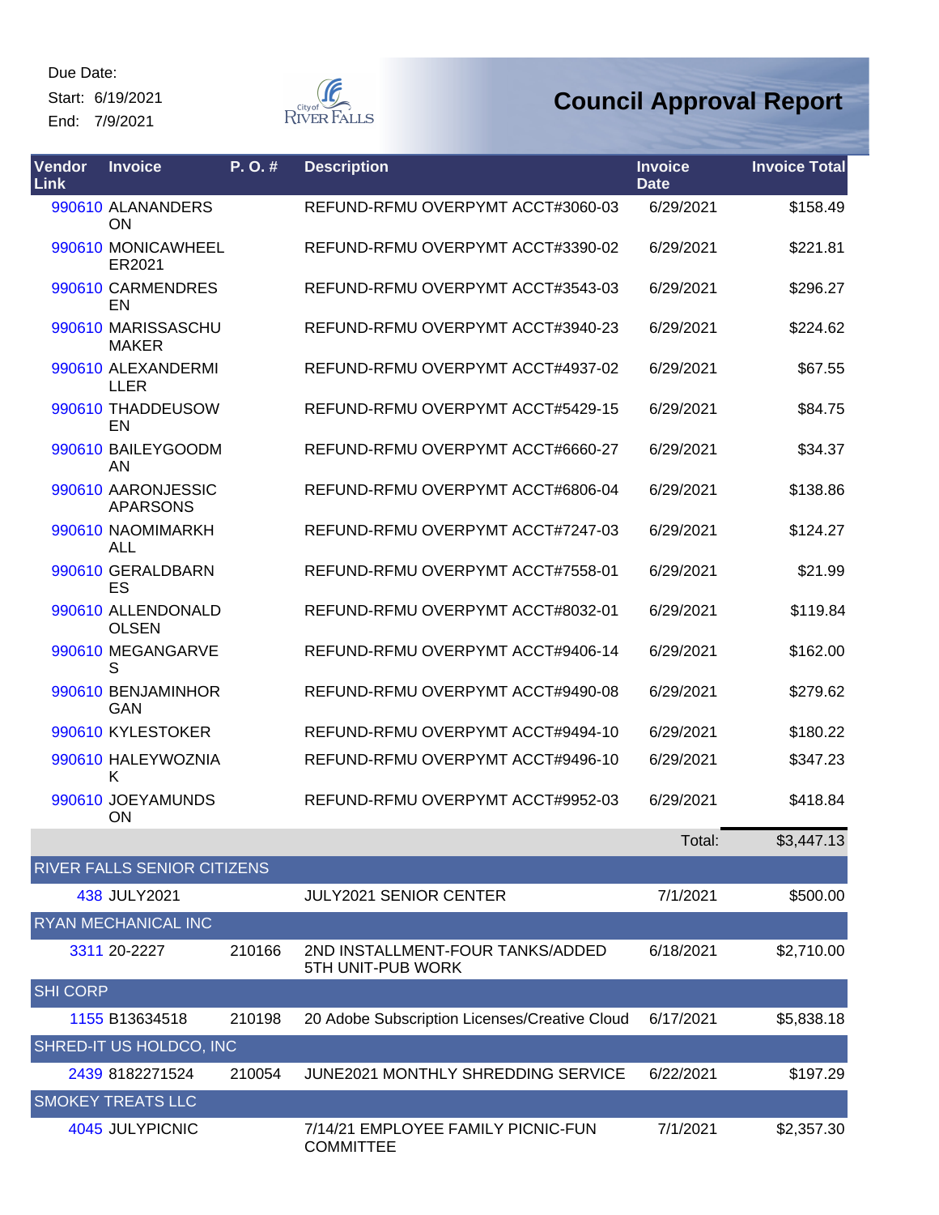Due Date:
Start: 6/19/2021
End: 7/9/2021

# Council Approval Report

| Vendor Link | Invoice | P. O. # | Description | Invoice Date | Invoice Total |
|---|---|---|---|---|---|
| 990610 | ALANANDERSON | | REFUND-RFMU OVERPYMT ACCT#3060-03 | 6/29/2021 | $158.49 |
| 990610 | MONICAWHEELER2021 | | REFUND-RFMU OVERPYMT ACCT#3390-02 | 6/29/2021 | $221.81 |
| 990610 | CARMENDRESEN | | REFUND-RFMU OVERPYMT ACCT#3543-03 | 6/29/2021 | $296.27 |
| 990610 | MARISSASCHUMAKER | | REFUND-RFMU OVERPYMT ACCT#3940-23 | 6/29/2021 | $224.62 |
| 990610 | ALEXANDERMILLER | | REFUND-RFMU OVERPYMT ACCT#4937-02 | 6/29/2021 | $67.55 |
| 990610 | THADDEUSOWEN | | REFUND-RFMU OVERPYMT ACCT#5429-15 | 6/29/2021 | $84.75 |
| 990610 | BAILEYGOODMAN | | REFUND-RFMU OVERPYMT ACCT#6660-27 | 6/29/2021 | $34.37 |
| 990610 | AARONJESSICAPARSONS | | REFUND-RFMU OVERPYMT ACCT#6806-04 | 6/29/2021 | $138.86 |
| 990610 | NAOMIMARKHALL | | REFUND-RFMU OVERPYMT ACCT#7247-03 | 6/29/2021 | $124.27 |
| 990610 | GERALDBARNES | | REFUND-RFMU OVERPYMT ACCT#7558-01 | 6/29/2021 | $21.99 |
| 990610 | ALLENDONALDOLSEN | | REFUND-RFMU OVERPYMT ACCT#8032-01 | 6/29/2021 | $119.84 |
| 990610 | MEGANGARVES | | REFUND-RFMU OVERPYMT ACCT#9406-14 | 6/29/2021 | $162.00 |
| 990610 | BENJAMINHORGAN | | REFUND-RFMU OVERPYMT ACCT#9490-08 | 6/29/2021 | $279.62 |
| 990610 | KYLESTOKER | | REFUND-RFMU OVERPYMT ACCT#9494-10 | 6/29/2021 | $180.22 |
| 990610 | HALEYWOZNIAK | | REFUND-RFMU OVERPYMT ACCT#9496-10 | 6/29/2021 | $347.23 |
| 990610 | JOEYAMUNDSON | | REFUND-RFMU OVERPYMT ACCT#9952-03 | 6/29/2021 | $418.84 |
| | | | | Total: | $3,447.13 |
| **RIVER FALLS SENIOR CITIZENS** | | | | | |
| 438 | JULY2021 | | JULY2021 SENIOR CENTER | 7/1/2021 | $500.00 |
| **RYAN MECHANICAL INC** | | | | | |
| 3311 | 20-2227 | 210166 | 2ND INSTALLMENT-FOUR TANKS/ADDED 5TH UNIT-PUB WORK | 6/18/2021 | $2,710.00 |
| **SHI CORP** | | | | | |
| 1155 | B13634518 | 210198 | 20 Adobe Subscription Licenses/Creative Cloud | 6/17/2021 | $5,838.18 |
| **SHRED-IT US HOLDCO, INC** | | | | | |
| 2439 | 8182271524 | 210054 | JUNE2021 MONTHLY SHREDDING SERVICE | 6/22/2021 | $197.29 |
| **SMOKEY TREATS LLC** | | | | | |
| 4045 | JULYPICNIC | | 7/14/21 EMPLOYEE FAMILY PICNIC-FUN COMMITTEE | 7/1/2021 | $2,357.30 |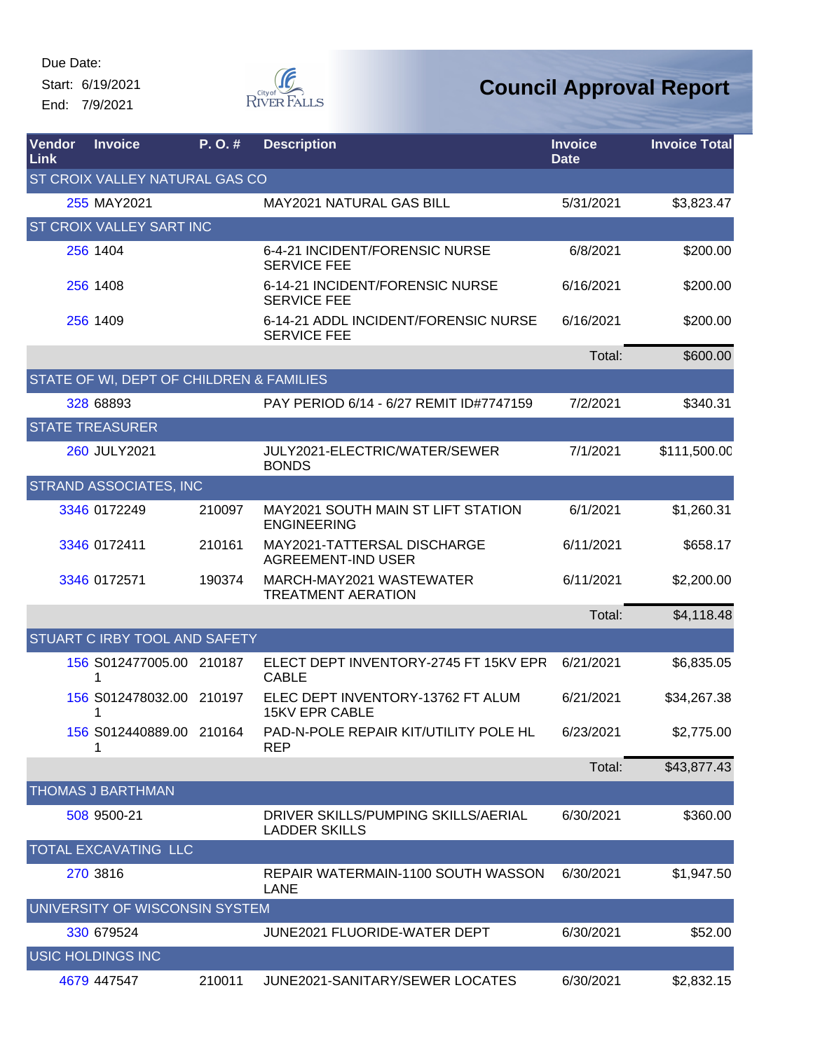Due Date:
Start: 6/19/2021
End: 7/9/2021

# Council Approval Report

| Vendor Link | Invoice | P. O. # | Description | Invoice Date | Invoice Total |
|---|---|---|---|---|---|
| ST CROIX VALLEY NATURAL GAS CO | | | | | |
| 255 | MAY2021 | | MAY2021 NATURAL GAS BILL | 5/31/2021 | $3,823.47 |
| ST CROIX VALLEY SART INC | | | | | |
| 256 | 1404 | | 6-4-21 INCIDENT/FORENSIC NURSE SERVICE FEE | 6/8/2021 | $200.00 |
| 256 | 1408 | | 6-14-21 INCIDENT/FORENSIC NURSE SERVICE FEE | 6/16/2021 | $200.00 |
| 256 | 1409 | | 6-14-21 ADDL INCIDENT/FORENSIC NURSE SERVICE FEE | 6/16/2021 | $200.00 |
| | | | | Total: | $600.00 |
| STATE OF WI, DEPT OF CHILDREN & FAMILIES | | | | | |
| 328 | 68893 | | PAY PERIOD 6/14 - 6/27 REMIT ID#7747159 | 7/2/2021 | $340.31 |
| STATE TREASURER | | | | | |
| 260 | JULY2021 | | JULY2021-ELECTRIC/WATER/SEWER BONDS | 7/1/2021 | $111,500.00 |
| STRAND ASSOCIATES, INC | | | | | |
| 3346 | 0172249 | 210097 | MAY2021 SOUTH MAIN ST LIFT STATION ENGINEERING | 6/1/2021 | $1,260.31 |
| 3346 | 0172411 | 210161 | MAY2021-TATTERSAL DISCHARGE AGREEMENT-IND USER | 6/11/2021 | $658.17 |
| 3346 | 0172571 | 190374 | MARCH-MAY2021 WASTEWATER TREATMENT AERATION | 6/11/2021 | $2,200.00 |
| | | | | Total: | $4,118.48 |
| STUART C IRBY TOOL AND SAFETY | | | | | |
| 156 | S012477005.001 | 210187 | ELECT DEPT INVENTORY-2745 FT 15KV EPR CABLE | 6/21/2021 | $6,835.05 |
| 156 | S012478032.001 | 210197 | ELEC DEPT INVENTORY-13762 FT ALUM 15KV EPR CABLE | 6/21/2021 | $34,267.38 |
| 156 | S012440889.001 | 210164 | PAD-N-POLE REPAIR KIT/UTILITY POLE HL REP | 6/23/2021 | $2,775.00 |
| | | | | Total: | $43,877.43 |
| THOMAS J BARTHMAN | | | | | |
| 508 | 9500-21 | | DRIVER SKILLS/PUMPING SKILLS/AERIAL LADDER SKILLS | 6/30/2021 | $360.00 |
| TOTAL EXCAVATING LLC | | | | | |
| 270 | 3816 | | REPAIR WATERMAIN-1100 SOUTH WASSON LANE | 6/30/2021 | $1,947.50 |
| UNIVERSITY OF WISCONSIN SYSTEM | | | | | |
| 330 | 679524 | | JUNE2021 FLUORIDE-WATER DEPT | 6/30/2021 | $52.00 |
| USIC HOLDINGS INC | | | | | |
| 4679 | 447547 | 210011 | JUNE2021-SANITARY/SEWER LOCATES | 6/30/2021 | $2,832.15 |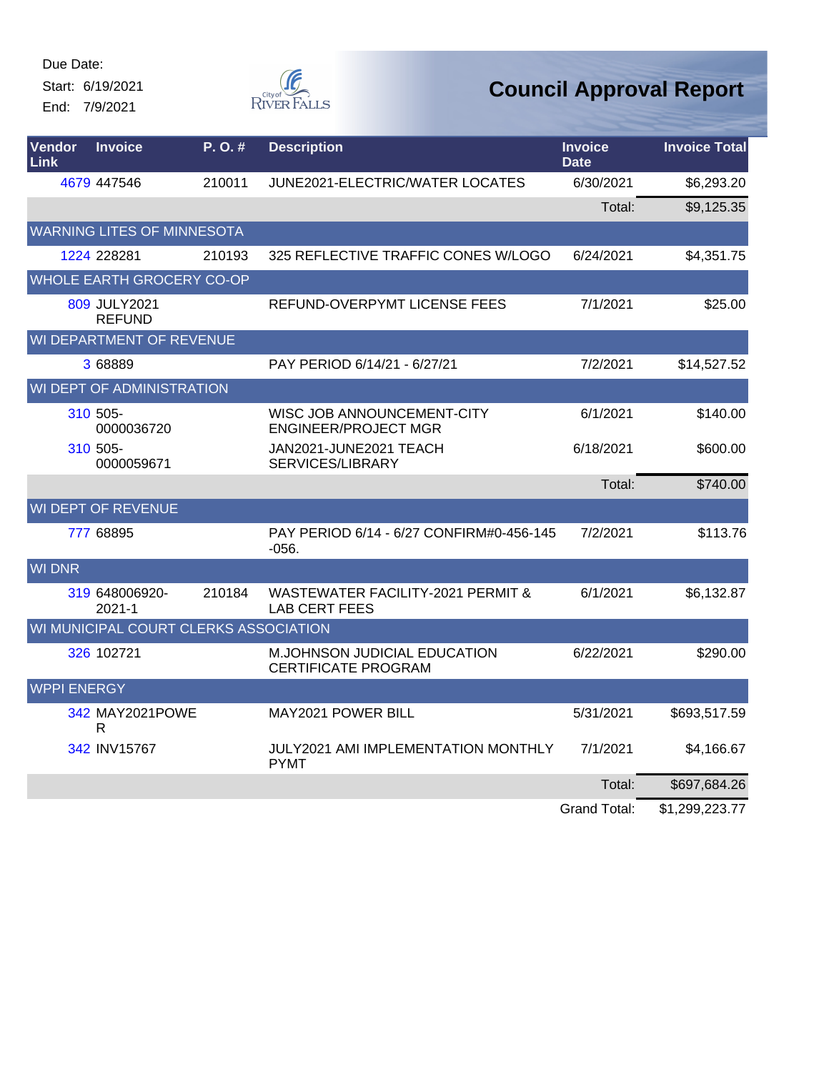Due Date:
Start: 6/19/2021
End: 7/9/2021

City of River Falls

# Council Approval Report

| Vendor Link | Invoice | P. O. # | Description | Invoice Date | Invoice Total |
|---|---|---|---|---|---|
| 4679 | 447546 | 210011 | JUNE2021-ELECTRIC/WATER LOCATES | 6/30/2021 | $6,293.20 |
| | | | | Total: | $9,125.35 |
| WARNING LITES OF MINNESOTA | | | | | |
| 1224 | 228281 | 210193 | 325 REFLECTIVE TRAFFIC CONES W/LOGO | 6/24/2021 | $4,351.75 |
| WHOLE EARTH GROCERY CO-OP | | | | | |
| 809 | JULY2021 REFUND | | REFUND-OVERPYMT LICENSE FEES | 7/1/2021 | $25.00 |
| WI DEPARTMENT OF REVENUE | | | | | |
| 3 | 68889 | | PAY PERIOD 6/14/21 - 6/27/21 | 7/2/2021 | $14,527.52 |
| WI DEPT OF ADMINISTRATION | | | | | |
| 310 | 505-0000036720 | | WISC JOB ANNOUNCEMENT-CITY ENGINEER/PROJECT MGR | 6/1/2021 | $140.00 |
| 310 | 505-0000059671 | | JAN2021-JUNE2021 TEACH SERVICES/LIBRARY | 6/18/2021 | $600.00 |
| | | | | Total: | $740.00 |
| WI DEPT OF REVENUE | | | | | |
| 777 | 68895 | | PAY PERIOD 6/14 - 6/27 CONFIRM#0-456-145-056. | 7/2/2021 | $113.76 |
| WI DNR | | | | | |
| 319 | 648006920-2021-1 | 210184 | WASTEWATER FACILITY-2021 PERMIT & LAB CERT FEES | 6/1/2021 | $6,132.87 |
| WI MUNICIPAL COURT CLERKS ASSOCIATION | | | | | |
| 326 | 102721 | | M.JOHNSON JUDICIAL EDUCATION CERTIFICATE PROGRAM | 6/22/2021 | $290.00 |
| WPPI ENERGY | | | | | |
| 342 | MAY2021POWER | | MAY2021 POWER BILL | 5/31/2021 | $693,517.59 |
| 342 | INV15767 | | JULY2021 AMI IMPLEMENTATION MONTHLY PYMT | 7/1/2021 | $4,166.67 |
| | | | | Total: | $697,684.26 |
| | | | | Grand Total: | $1,299,223.77 |